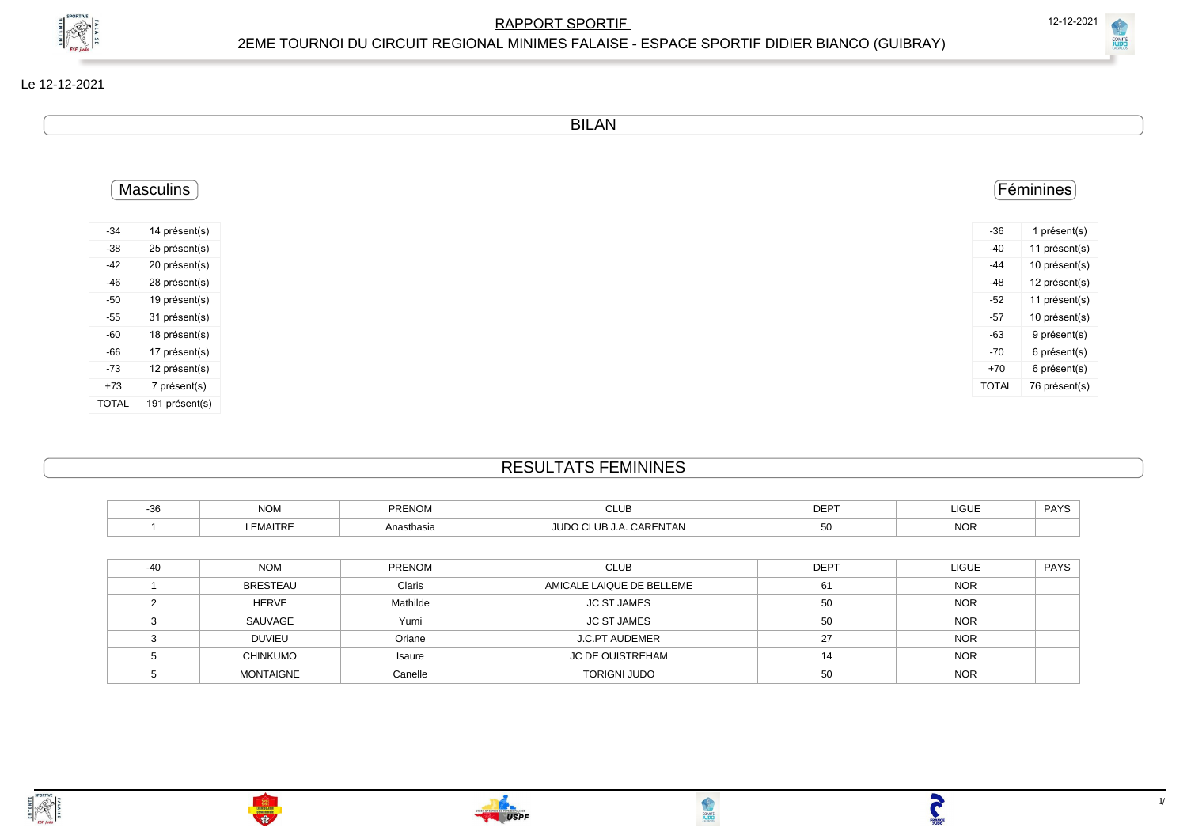# RAPPORT SPORTIF

## 2EME TOURNOI DU CIRCUIT REGIONAL MINIMES FALAISE - ESPACE SPORTIF DIDIER BIANCO (GUIBRAY)

Le 12-12-2021

## BILAN

### Masculins

| | |
|---|---|
| -34 | 14 présent(s) |
| -38 | 25 présent(s) |
| -42 | 20 présent(s) |
| -46 | 28 présent(s) |
| -50 | 19 présent(s) |
| -55 | 31 présent(s) |
| -60 | 18 présent(s) |
| -66 | 17 présent(s) |
| -73 | 12 présent(s) |
| +73 | 7 présent(s) |
| TOTAL | 191 présent(s) |

### Féminines

| | |
|---|---|
| -36 | 1 présent(s) |
| -40 | 11 présent(s) |
| -44 | 10 présent(s) |
| -48 | 12 présent(s) |
| -52 | 11 présent(s) |
| -57 | 10 présent(s) |
| -63 | 9 présent(s) |
| -70 | 6 présent(s) |
| +70 | 6 présent(s) |
| TOTAL | 76 présent(s) |

## RESULTATS FEMININES

| -36 | NOM | PRENOM | CLUB | DEPT | LIGUE | PAYS |
|---|---|---|---|---|---|---|
| 1 | LEMAITRE | Anasthasia | JUDO CLUB J.A. CARENTAN | 50 | NOR | |

| -40 | NOM | PRENOM | CLUB | DEPT | LIGUE | PAYS |
|---|---|---|---|---|---|---|
| 1 | BRESTEAU | Claris | AMICALE LAIQUE DE BELLEME | 61 | NOR | |
| 2 | HERVE | Mathilde | JC ST JAMES | 50 | NOR | |
| 3 | SAUVAGE | Yumi | JC ST JAMES | 50 | NOR | |
| 3 | DUVIEU | Oriane | J.C.PT AUDEMER | 27 | NOR | |
| 5 | CHINKUMO | Isaure | JC DE OUISTREHAM | 14 | NOR | |
| 5 | MONTAIGNE | Canelle | TORIGNI JUDO | 50 | NOR | |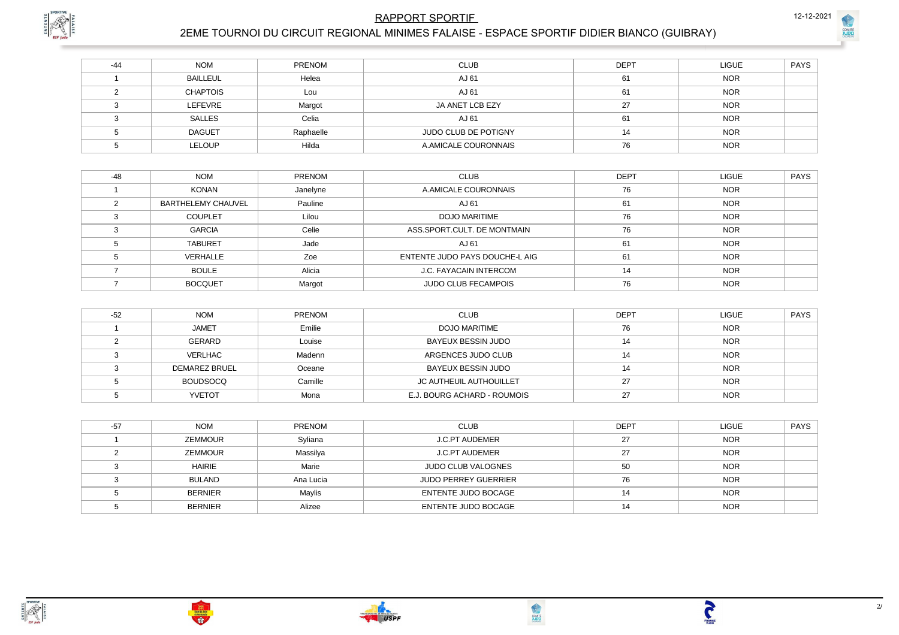# RAPPORT SPORTIF

## 2EME TOURNOI DU CIRCUIT REGIONAL MINIMES FALAISE - ESPACE SPORTIF DIDIER BIANCO (GUIBRAY)

12-12-2021

| -44 | NOM | PRENOM | CLUB | DEPT | LIGUE | PAYS |
|---|---|---|---|---|---|---|
| 1 | BAILLEUL | Helea | AJ 61 | 61 | NOR | |
| 2 | CHAPTOIS | Lou | AJ 61 | 61 | NOR | |
| 3 | LEFEVRE | Margot | JA ANET LCB EZY | 27 | NOR | |
| 3 | SALLES | Celia | AJ 61 | 61 | NOR | |
| 5 | DAGUET | Raphaelle | JUDO CLUB DE POTIGNY | 14 | NOR | |
| 5 | LELOUP | Hilda | A.AMICALE COURONNAIS | 76 | NOR | |

| -48 | NOM | PRENOM | CLUB | DEPT | LIGUE | PAYS |
|---|---|---|---|---|---|---|
| 1 | KONAN | Janelyne | A.AMICALE COURONNAIS | 76 | NOR | |
| 2 | BARTHELEMY CHAUVEL | Pauline | AJ 61 | 61 | NOR | |
| 3 | COUPLET | Lilou | DOJO MARITIME | 76 | NOR | |
| 3 | GARCIA | Celie | ASS.SPORT.CULT. DE MONTMAIN | 76 | NOR | |
| 5 | TABURET | Jade | AJ 61 | 61 | NOR | |
| 5 | VERHALLE | Zoe | ENTENTE JUDO PAYS DOUCHE-L AIG | 61 | NOR | |
| 7 | BOULE | Alicia | J.C. FAYACAIN INTERCOM | 14 | NOR | |
| 7 | BOCQUET | Margot | JUDO CLUB FECAMPOIS | 76 | NOR | |

| -52 | NOM | PRENOM | CLUB | DEPT | LIGUE | PAYS |
|---|---|---|---|---|---|---|
| 1 | JAMET | Emilie | DOJO MARITIME | 76 | NOR | |
| 2 | GERARD | Louise | BAYEUX BESSIN JUDO | 14 | NOR | |
| 3 | VERLHAC | Madenn | ARGENCES JUDO CLUB | 14 | NOR | |
| 3 | DEMAREZ BRUEL | Oceane | BAYEUX BESSIN JUDO | 14 | NOR | |
| 5 | BOUDSOCQ | Camille | JC AUTHEUIL AUTHOUILLET | 27 | NOR | |
| 5 | YVETOT | Mona | E.J. BOURG ACHARD - ROUMOIS | 27 | NOR | |

| -57 | NOM | PRENOM | CLUB | DEPT | LIGUE | PAYS |
|---|---|---|---|---|---|---|
| 1 | ZEMMOUR | Syliana | J.C.PT AUDEMER | 27 | NOR | |
| 2 | ZEMMOUR | Massilya | J.C.PT AUDEMER | 27 | NOR | |
| 3 | HAIRIE | Marie | JUDO CLUB VALOGNES | 50 | NOR | |
| 3 | BULAND | Ana Lucia | JUDO PERREY GUERRIER | 76 | NOR | |
| 5 | BERNIER | Maylis | ENTENTE JUDO BOCAGE | 14 | NOR | |
| 5 | BERNIER | Alizee | ENTENTE JUDO BOCAGE | 14 | NOR | |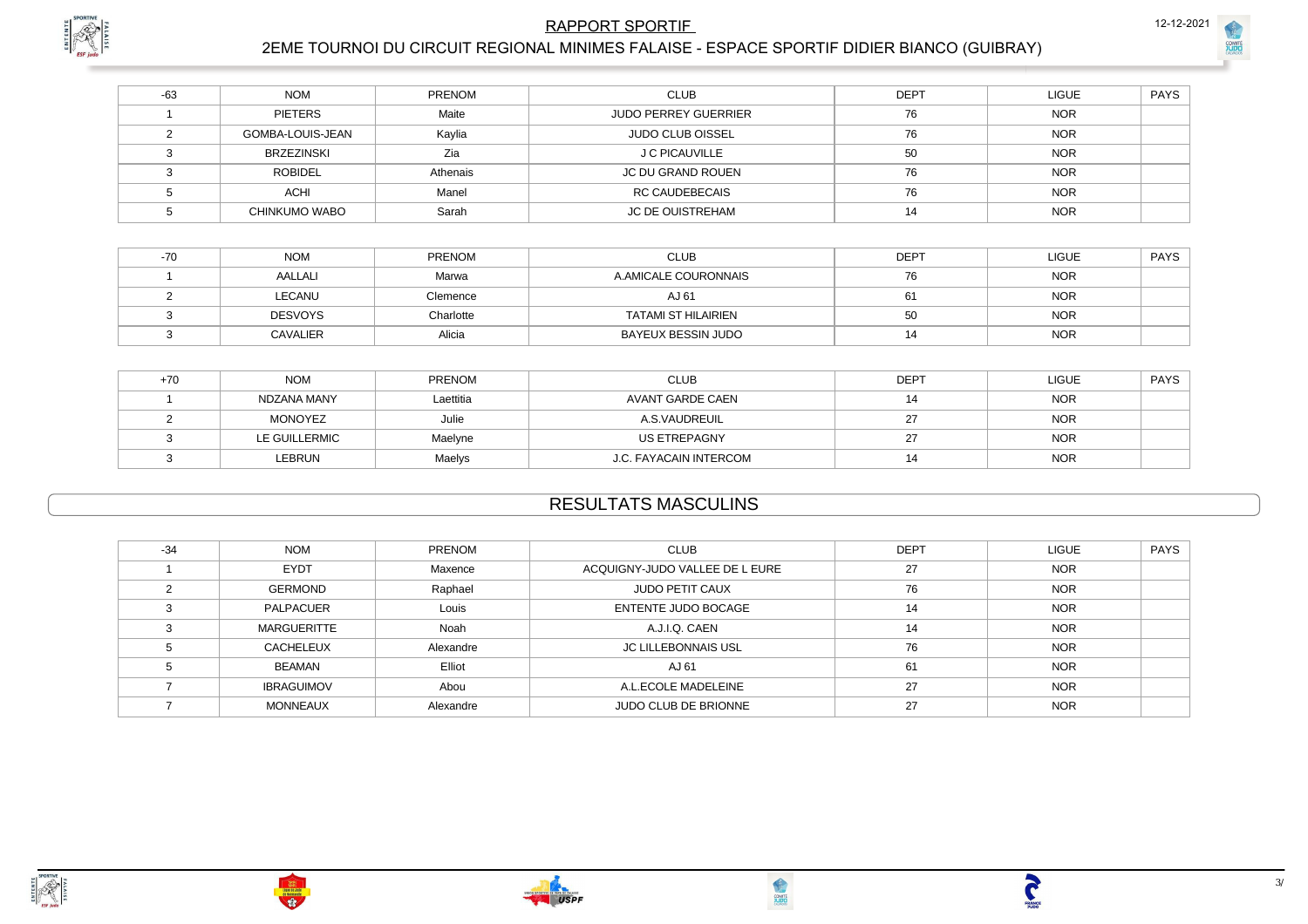| -63 | NOM | PRENOM | CLUB | DEPT | LIGUE | PAYS |
|---|---|---|---|---|---|---|
| 1 | PIETERS | Maite | JUDO PERREY GUERRIER | 76 | NOR | |
| 2 | GOMBA-LOUIS-JEAN | Kaylia | JUDO CLUB OISSEL | 76 | NOR | |
| 3 | BRZEZINSKI | Zia | J C PICAUVILLE | 50 | NOR | |
| 3 | ROBIDEL | Athenais | JC DU GRAND ROUEN | 76 | NOR | |
| 5 | ACHI | Manel | RC CAUDEBECAIS | 76 | NOR | |
| 5 | CHINKUMO WABO | Sarah | JC DE OUISTREHAM | 14 | NOR | |

| -70 | NOM | PRENOM | CLUB | DEPT | LIGUE | PAYS |
|---|---|---|---|---|---|---|
| 1 | AALLALI | Marwa | A.AMICALE COURONNAIS | 76 | NOR | |
| 2 | LECANU | Clemence | AJ 61 | 61 | NOR | |
| 3 | DESVOYS | Charlotte | TATAMI ST HILAIRIEN | 50 | NOR | |
| 3 | CAVALIER | Alicia | BAYEUX BESSIN JUDO | 14 | NOR | |

| +70 | NOM | PRENOM | CLUB | DEPT | LIGUE | PAYS |
|---|---|---|---|---|---|---|
| 1 | NDZANA MANY | Laettitia | AVANT GARDE CAEN | 14 | NOR | |
| 2 | MONOYEZ | Julie | A.S.VAUDREUIL | 27 | NOR | |
| 3 | LE GUILLERMIC | Maelyne | US ETREPAGNY | 27 | NOR | |
| 3 | LEBRUN | Maelys | J.C. FAYACAIN INTERCOM | 14 | NOR | |

## RESULTATS MASCULINS

| -34 | NOM | PRENOM | CLUB | DEPT | LIGUE | PAYS |
|---|---|---|---|---|---|---|
| 1 | EYDT | Maxence | ACQUIGNY-JUDO VALLEE DE L EURE | 27 | NOR | |
| 2 | GERMOND | Raphael | JUDO PETIT CAUX | 76 | NOR | |
| 3 | PALPACUER | Louis | ENTENTE JUDO BOCAGE | 14 | NOR | |
| 3 | MARGUERITTE | Noah | A.J.I.Q. CAEN | 14 | NOR | |
| 5 | CACHELEUX | Alexandre | JC LILLEBONNAIS USL | 76 | NOR | |
| 5 | BEAMAN | Elliot | AJ 61 | 61 | NOR | |
| 7 | IBRAGUIMOV | Abou | A.L.ECOLE MADELEINE | 27 | NOR | |
| 7 | MONNEAUX | Alexandre | JUDO CLUB DE BRIONNE | 27 | NOR | |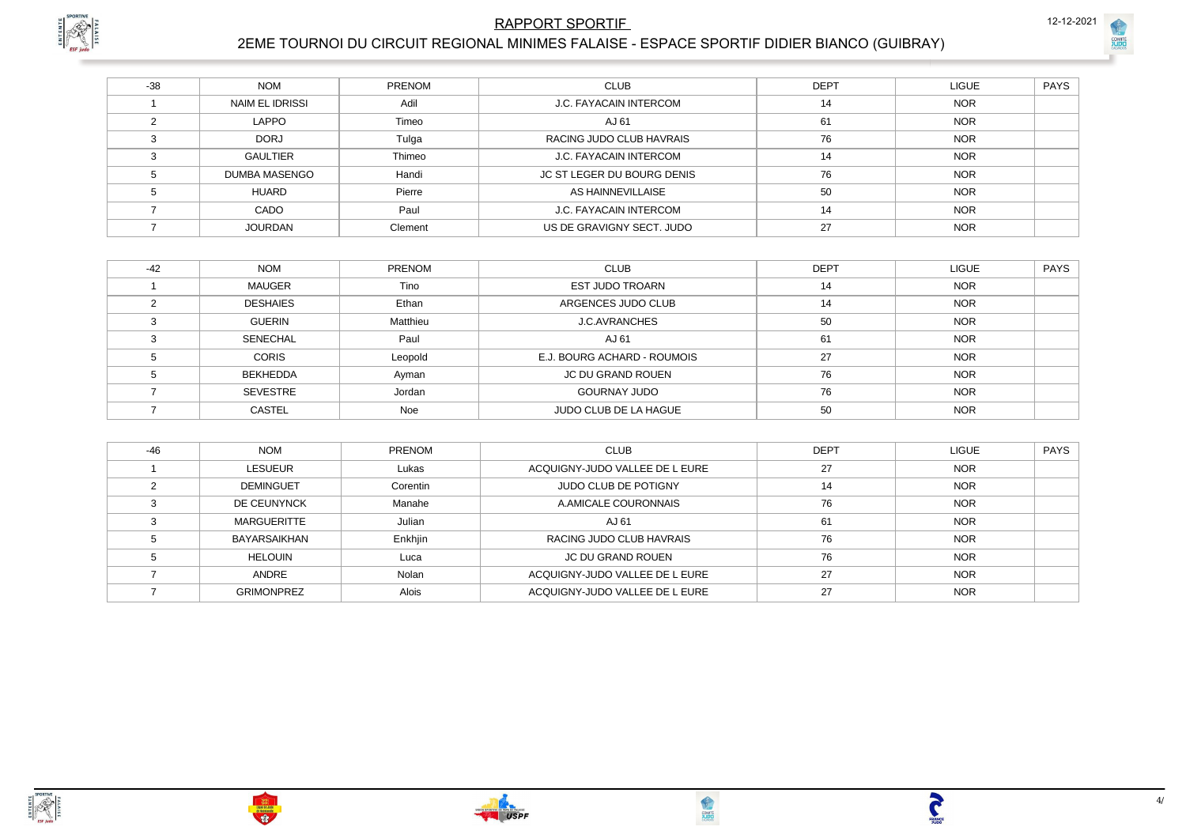# RAPPORT SPORTIF

## 2EME TOURNOI DU CIRCUIT REGIONAL MINIMES FALAISE - ESPACE SPORTIF DIDIER BIANCO (GUIBRAY)

12-12-2021

| -38 | NOM | PRENOM | CLUB | DEPT | LIGUE | PAYS |
|---|---|---|---|---|---|---|
| 1 | NAIM EL IDRISSI | Adil | J.C. FAYACAIN INTERCOM | 14 | NOR | |
| 2 | LAPPO | Timeo | AJ 61 | 61 | NOR | |
| 3 | DORJ | Tulga | RACING JUDO CLUB HAVRAIS | 76 | NOR | |
| 3 | GAULTIER | Thimeo | J.C. FAYACAIN INTERCOM | 14 | NOR | |
| 5 | DUMBA MASENGO | Handi | JC ST LEGER DU BOURG DENIS | 76 | NOR | |
| 5 | HUARD | Pierre | AS HAINNEVILLAISE | 50 | NOR | |
| 7 | CADO | Paul | J.C. FAYACAIN INTERCOM | 14 | NOR | |
| 7 | JOURDAN | Clement | US DE GRAVIGNY SECT. JUDO | 27 | NOR | |

| -42 | NOM | PRENOM | CLUB | DEPT | LIGUE | PAYS |
|---|---|---|---|---|---|---|
| 1 | MAUGER | Tino | EST JUDO TROARN | 14 | NOR | |
| 2 | DESHAIES | Ethan | ARGENCES JUDO CLUB | 14 | NOR | |
| 3 | GUERIN | Matthieu | J.C.AVRANCHES | 50 | NOR | |
| 3 | SENECHAL | Paul | AJ 61 | 61 | NOR | |
| 5 | CORIS | Leopold | E.J. BOURG ACHARD - ROUMOIS | 27 | NOR | |
| 5 | BEKHEDDA | Ayman | JC DU GRAND ROUEN | 76 | NOR | |
| 7 | SEVESTRE | Jordan | GOURNAY JUDO | 76 | NOR | |
| 7 | CASTEL | Noe | JUDO CLUB DE LA HAGUE | 50 | NOR | |

| -46 | NOM | PRENOM | CLUB | DEPT | LIGUE | PAYS |
|---|---|---|---|---|---|---|
| 1 | LESUEUR | Lukas | ACQUIGNY-JUDO VALLEE DE L EURE | 27 | NOR | |
| 2 | DEMINGUET | Corentin | JUDO CLUB DE POTIGNY | 14 | NOR | |
| 3 | DE CEUNYNCK | Manahe | A.AMICALE COURONNAIS | 76 | NOR | |
| 3 | MARGUERITTE | Julian | AJ 61 | 61 | NOR | |
| 5 | BAYARSAIKHAN | Enkhjin | RACING JUDO CLUB HAVRAIS | 76 | NOR | |
| 5 | HELOUIN | Luca | JC DU GRAND ROUEN | 76 | NOR | |
| 7 | ANDRE | Nolan | ACQUIGNY-JUDO VALLEE DE L EURE | 27 | NOR | |
| 7 | GRIMONPREZ | Alois | ACQUIGNY-JUDO VALLEE DE L EURE | 27 | NOR | |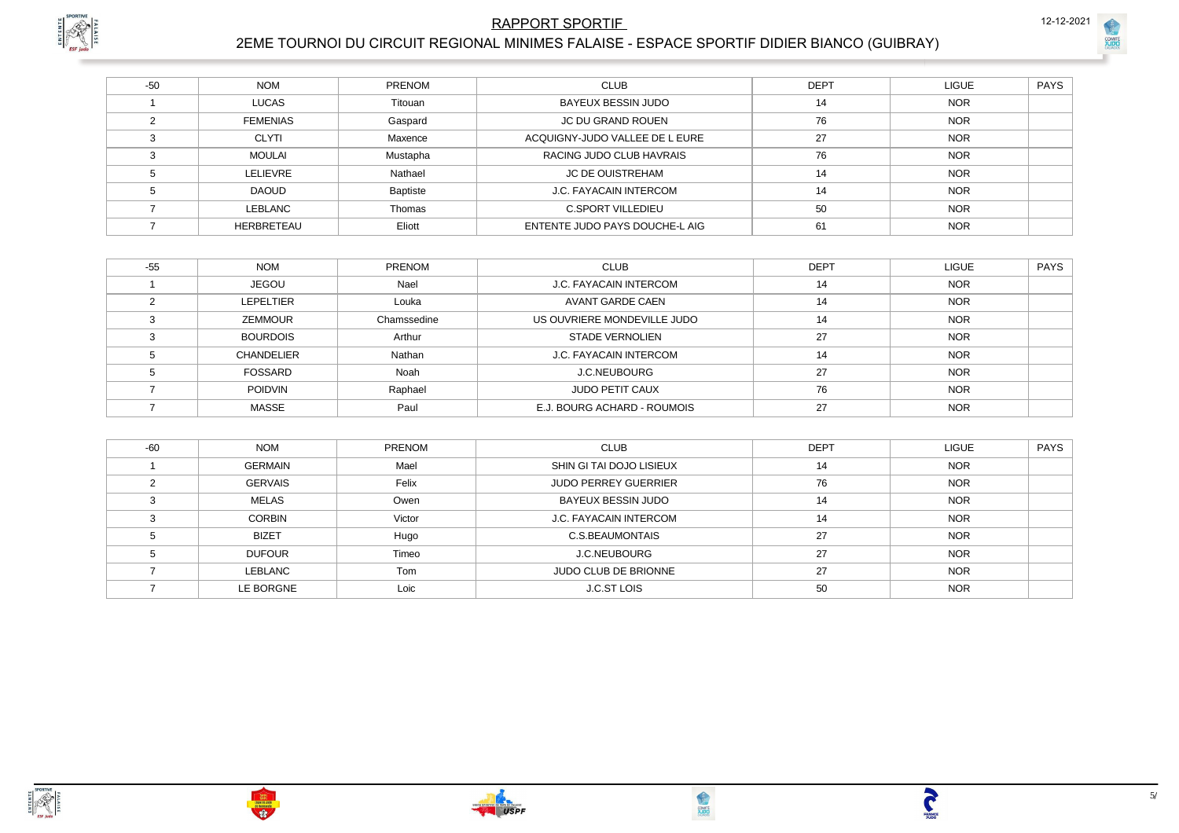# RAPPORT SPORTIF

## 2EME TOURNOI DU CIRCUIT REGIONAL MINIMES FALAISE - ESPACE SPORTIF DIDIER BIANCO (GUIBRAY)

12-12-2021

| -50 | NOM | PRENOM | CLUB | DEPT | LIGUE | PAYS |
|---|---|---|---|---|---|---|
| 1 | LUCAS | Titouan | BAYEUX BESSIN JUDO | 14 | NOR | |
| 2 | FEMENIAS | Gaspard | JC DU GRAND ROUEN | 76 | NOR | |
| 3 | CLYTI | Maxence | ACQUIGNY-JUDO VALLEE DE L EURE | 27 | NOR | |
| 3 | MOULAI | Mustapha | RACING JUDO CLUB HAVRAIS | 76 | NOR | |
| 5 | LELIEVRE | Nathael | JC DE OUISTREHAM | 14 | NOR | |
| 5 | DAOUD | Baptiste | J.C. FAYACAIN INTERCOM | 14 | NOR | |
| 7 | LEBLANC | Thomas | C.SPORT VILLEDIEU | 50 | NOR | |
| 7 | HERBRETEAU | Eliott | ENTENTE JUDO PAYS DOUCHE-L AIG | 61 | NOR | |

| -55 | NOM | PRENOM | CLUB | DEPT | LIGUE | PAYS |
|---|---|---|---|---|---|---|
| 1 | JEGOU | Nael | J.C. FAYACAIN INTERCOM | 14 | NOR | |
| 2 | LEPELTIER | Louka | AVANT GARDE CAEN | 14 | NOR | |
| 3 | ZEMMOUR | Chamssedine | US OUVRIERE MONDEVILLE JUDO | 14 | NOR | |
| 3 | BOURDOIS | Arthur | STADE VERNOLIEN | 27 | NOR | |
| 5 | CHANDELIER | Nathan | J.C. FAYACAIN INTERCOM | 14 | NOR | |
| 5 | FOSSARD | Noah | J.C.NEUBOURG | 27 | NOR | |
| 7 | POIDVIN | Raphael | JUDO PETIT CAUX | 76 | NOR | |
| 7 | MASSE | Paul | E.J. BOURG ACHARD - ROUMOIS | 27 | NOR | |

| -60 | NOM | PRENOM | CLUB | DEPT | LIGUE | PAYS |
|---|---|---|---|---|---|---|
| 1 | GERMAIN | Mael | SHIN GI TAI DOJO LISIEUX | 14 | NOR | |
| 2 | GERVAIS | Felix | JUDO PERREY GUERRIER | 76 | NOR | |
| 3 | MELAS | Owen | BAYEUX BESSIN JUDO | 14 | NOR | |
| 3 | CORBIN | Victor | J.C. FAYACAIN INTERCOM | 14 | NOR | |
| 5 | BIZET | Hugo | C.S.BEAUMONTAIS | 27 | NOR | |
| 5 | DUFOUR | Timeo | J.C.NEUBOURG | 27 | NOR | |
| 7 | LEBLANC | Tom | JUDO CLUB DE BRIONNE | 27 | NOR | |
| 7 | LE BORGNE | Loic | J.C.ST LOIS | 50 | NOR | |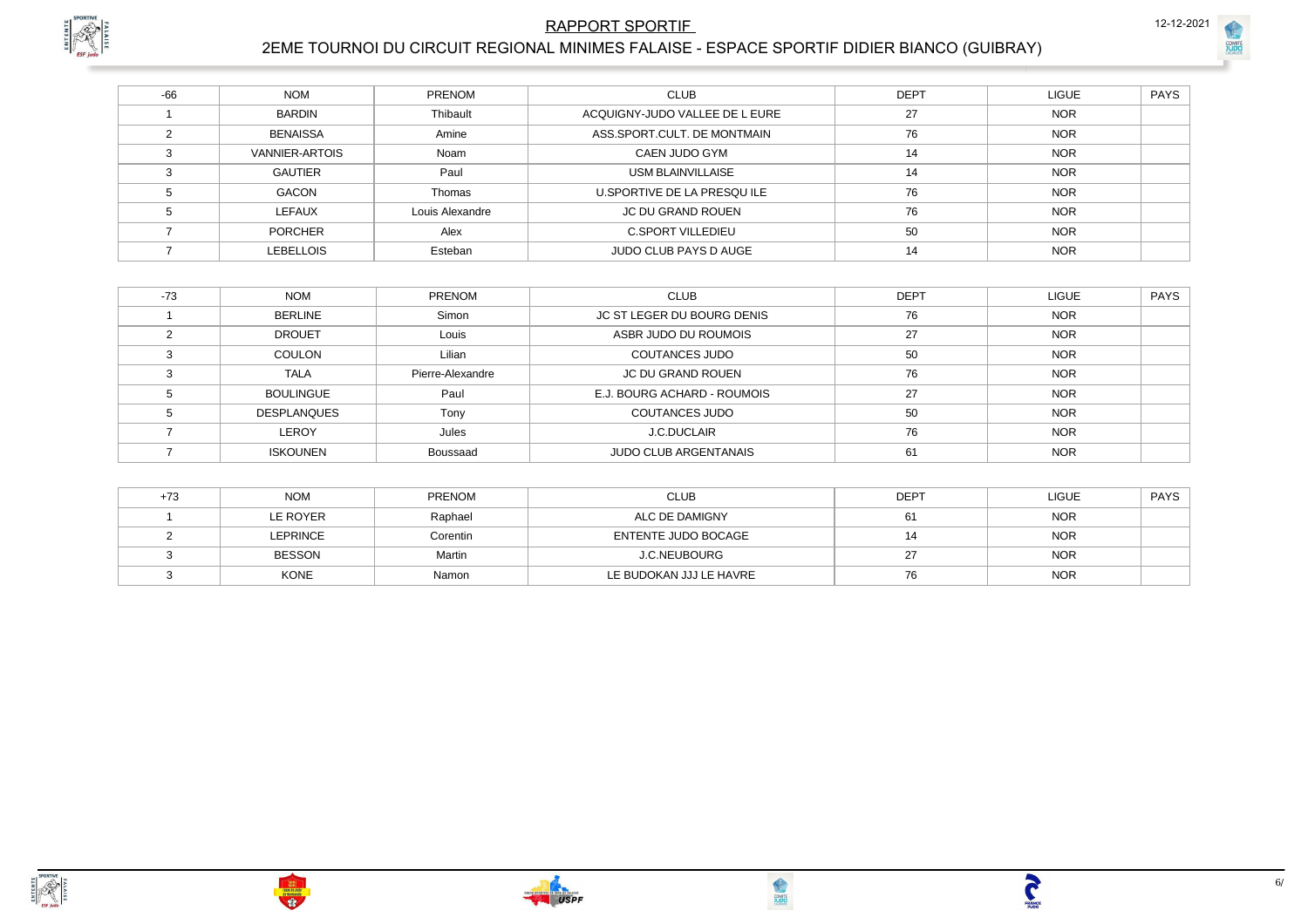| -66 | NOM | PRENOM | CLUB | DEPT | LIGUE | PAYS |
|---|---|---|---|---|---|---|
| 1 | BARDIN | Thibault | ACQUIGNY-JUDO VALLEE DE L EURE | 27 | NOR | |
| 2 | BENAISSA | Amine | ASS.SPORT.CULT. DE MONTMAIN | 76 | NOR | |
| 3 | VANNIER-ARTOIS | Noam | CAEN JUDO GYM | 14 | NOR | |
| 3 | GAUTIER | Paul | USM BLAINVILLAISE | 14 | NOR | |
| 5 | GACON | Thomas | U.SPORTIVE DE LA PRESQU ILE | 76 | NOR | |
| 5 | LEFAUX | Louis Alexandre | JC DU GRAND ROUEN | 76 | NOR | |
| 7 | PORCHER | Alex | C.SPORT VILLEDIEU | 50 | NOR | |
| 7 | LEBELLOIS | Esteban | JUDO CLUB PAYS D AUGE | 14 | NOR | |

| -73 | NOM | PRENOM | CLUB | DEPT | LIGUE | PAYS |
|---|---|---|---|---|---|---|
| 1 | BERLINE | Simon | JC ST LEGER DU BOURG DENIS | 76 | NOR | |
| 2 | DROUET | Louis | ASBR JUDO DU ROUMOIS | 27 | NOR | |
| 3 | COULON | Lilian | COUTANCES JUDO | 50 | NOR | |
| 3 | TALA | Pierre-Alexandre | JC DU GRAND ROUEN | 76 | NOR | |
| 5 | BOULINGUE | Paul | E.J. BOURG ACHARD - ROUMOIS | 27 | NOR | |
| 5 | DESPLANQUES | Tony | COUTANCES JUDO | 50 | NOR | |
| 7 | LEROY | Jules | J.C.DUCLAIR | 76 | NOR | |
| 7 | ISKOUNEN | Boussaad | JUDO CLUB ARGENTANAIS | 61 | NOR | |

| +73 | NOM | PRENOM | CLUB | DEPT | LIGUE | PAYS |
|---|---|---|---|---|---|---|
| 1 | LE ROYER | Raphael | ALC DE DAMIGNY | 61 | NOR | |
| 2 | LEPRINCE | Corentin | ENTENTE JUDO BOCAGE | 14 | NOR | |
| 3 | BESSON | Martin | J.C.NEUBOURG | 27 | NOR | |
| 3 | KONE | Namon | LE BUDOKAN JJJ LE HAVRE | 76 | NOR | |